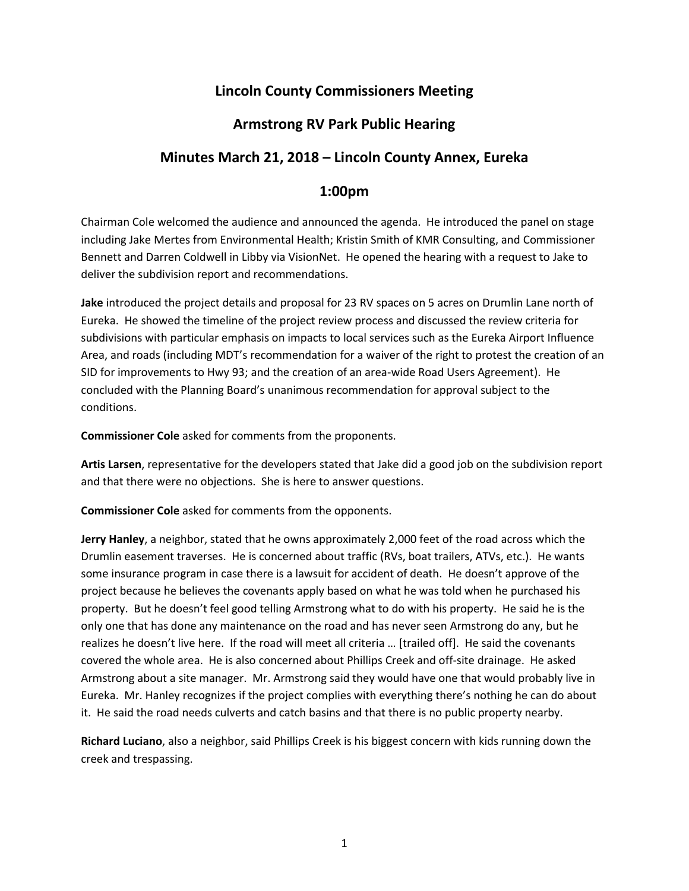# Lincoln County Commissioners Meeting

## Armstrong RV Park Public Hearing

## Minutes March 21, 2018 – Lincoln County Annex, Eureka

## 1:00pm

Chairman Cole welcomed the audience and announced the agenda. He introduced the panel on stage including Jake Mertes from Environmental Health; Kristin Smith of KMR Consulting, and Commissioner Bennett and Darren Coldwell in Libby via VisionNet. He opened the hearing with a request to Jake to deliver the subdivision report and recommendations.

**Jake** introduced the project details and proposal for 23 RV spaces on 5 acres on Drumlin Lane north of Eureka. He showed the timeline of the project review process and discussed the review criteria for subdivisions with particular emphasis on impacts to local services such as the Eureka Airport Influence Area, and roads (including MDT's recommendation for a waiver of the right to protest the creation of an SID for improvements to Hwy 93; and the creation of an area-wide Road Users Agreement). He concluded with the Planning Board's unanimous recommendation for approval subject to the conditions.

**Commissioner Cole** asked for comments from the proponents.

**Artis Larsen**, representative for the developers stated that Jake did a good job on the subdivision report and that there were no objections. She is here to answer questions.

**Commissioner Cole** asked for comments from the opponents.

**Jerry Hanley**, a neighbor, stated that he owns approximately 2,000 feet of the road across which the Drumlin easement traverses. He is concerned about traffic (RVs, boat trailers, ATVs, etc.). He wants some insurance program in case there is a lawsuit for accident of death. He doesn't approve of the project because he believes the covenants apply based on what he was told when he purchased his property. But he doesn't feel good telling Armstrong what to do with his property. He said he is the only one that has done any maintenance on the road and has never seen Armstrong do any, but he realizes he doesn't live here. If the road will meet all criteria … [trailed off]. He said the covenants covered the whole area. He is also concerned about Phillips Creek and off-site drainage. He asked Armstrong about a site manager. Mr. Armstrong said they would have one that would probably live in Eureka. Mr. Hanley recognizes if the project complies with everything there's nothing he can do about it. He said the road needs culverts and catch basins and that there is no public property nearby.

**Richard Luciano**, also a neighbor, said Phillips Creek is his biggest concern with kids running down the creek and trespassing.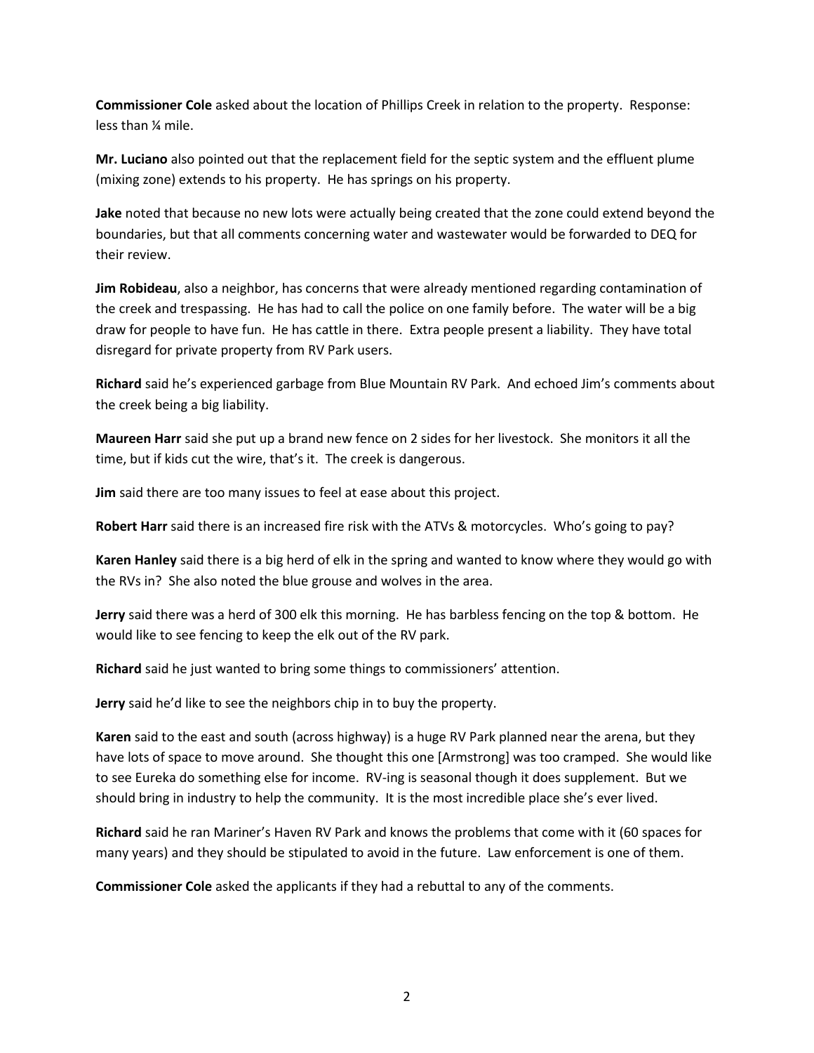**Commissioner Cole** asked about the location of Phillips Creek in relation to the property. Response: less than ¼ mile.

**Mr. Luciano** also pointed out that the replacement field for the septic system and the effluent plume (mixing zone) extends to his property. He has springs on his property.

**Jake** noted that because no new lots were actually being created that the zone could extend beyond the boundaries, but that all comments concerning water and wastewater would be forwarded to DEQ for their review.

**Jim Robideau**, also a neighbor, has concerns that were already mentioned regarding contamination of the creek and trespassing. He has had to call the police on one family before. The water will be a big draw for people to have fun. He has cattle in there. Extra people present a liability. They have total disregard for private property from RV Park users.

**Richard** said he's experienced garbage from Blue Mountain RV Park. And echoed Jim's comments about the creek being a big liability.

**Maureen Harr** said she put up a brand new fence on 2 sides for her livestock. She monitors it all the time, but if kids cut the wire, that's it. The creek is dangerous.

**Jim** said there are too many issues to feel at ease about this project.

**Robert Harr** said there is an increased fire risk with the ATVs & motorcycles. Who's going to pay?

**Karen Hanley** said there is a big herd of elk in the spring and wanted to know where they would go with the RVs in? She also noted the blue grouse and wolves in the area.

**Jerry** said there was a herd of 300 elk this morning. He has barbless fencing on the top & bottom. He would like to see fencing to keep the elk out of the RV park.

**Richard** said he just wanted to bring some things to commissioners' attention.

**Jerry** said he'd like to see the neighbors chip in to buy the property.

**Karen** said to the east and south (across highway) is a huge RV Park planned near the arena, but they have lots of space to move around. She thought this one [Armstrong] was too cramped. She would like to see Eureka do something else for income. RV-ing is seasonal though it does supplement. But we should bring in industry to help the community. It is the most incredible place she's ever lived.

**Richard** said he ran Mariner's Haven RV Park and knows the problems that come with it (60 spaces for many years) and they should be stipulated to avoid in the future. Law enforcement is one of them.

**Commissioner Cole** asked the applicants if they had a rebuttal to any of the comments.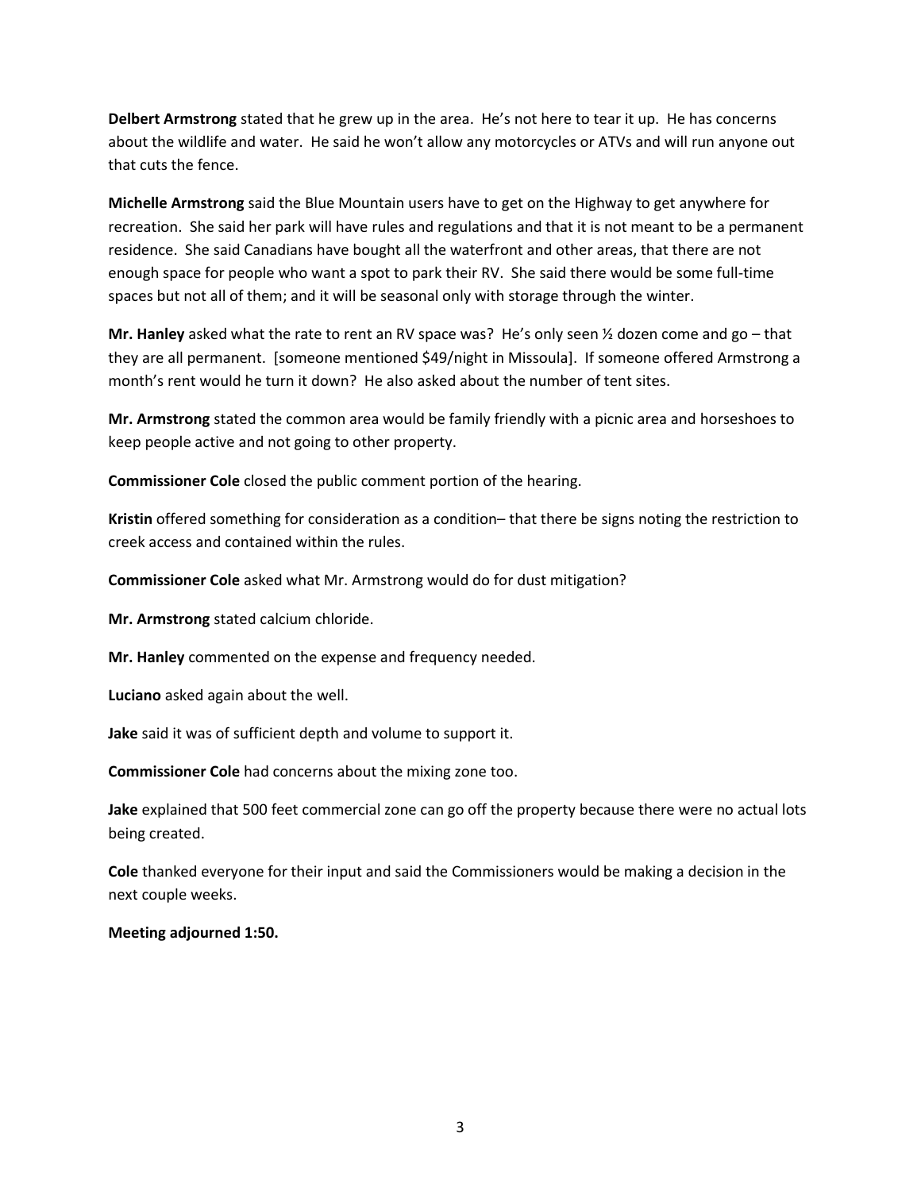**Delbert Armstrong** stated that he grew up in the area. He's not here to tear it up. He has concerns about the wildlife and water. He said he won't allow any motorcycles or ATVs and will run anyone out that cuts the fence.

**Michelle Armstrong** said the Blue Mountain users have to get on the Highway to get anywhere for recreation. She said her park will have rules and regulations and that it is not meant to be a permanent residence. She said Canadians have bought all the waterfront and other areas, that there are not enough space for people who want a spot to park their RV. She said there would be some full-time spaces but not all of them; and it will be seasonal only with storage through the winter.

**Mr. Hanley** asked what the rate to rent an RV space was? He's only seen ½ dozen come and go – that they are all permanent. [someone mentioned $49/night in Missoula]. If someone offered Armstrong a month's rent would he turn it down? He also asked about the number of tent sites.

**Mr. Armstrong** stated the common area would be family friendly with a picnic area and horseshoes to keep people active and not going to other property.

**Commissioner Cole** closed the public comment portion of the hearing.

**Kristin** offered something for consideration as a condition– that there be signs noting the restriction to creek access and contained within the rules.

**Commissioner Cole** asked what Mr. Armstrong would do for dust mitigation?

**Mr. Armstrong** stated calcium chloride.

**Mr. Hanley** commented on the expense and frequency needed.

**Luciano** asked again about the well.

**Jake** said it was of sufficient depth and volume to support it.

**Commissioner Cole** had concerns about the mixing zone too.

**Jake** explained that 500 feet commercial zone can go off the property because there were no actual lots being created.

**Cole** thanked everyone for their input and said the Commissioners would be making a decision in the next couple weeks.

**Meeting adjourned 1:50.**